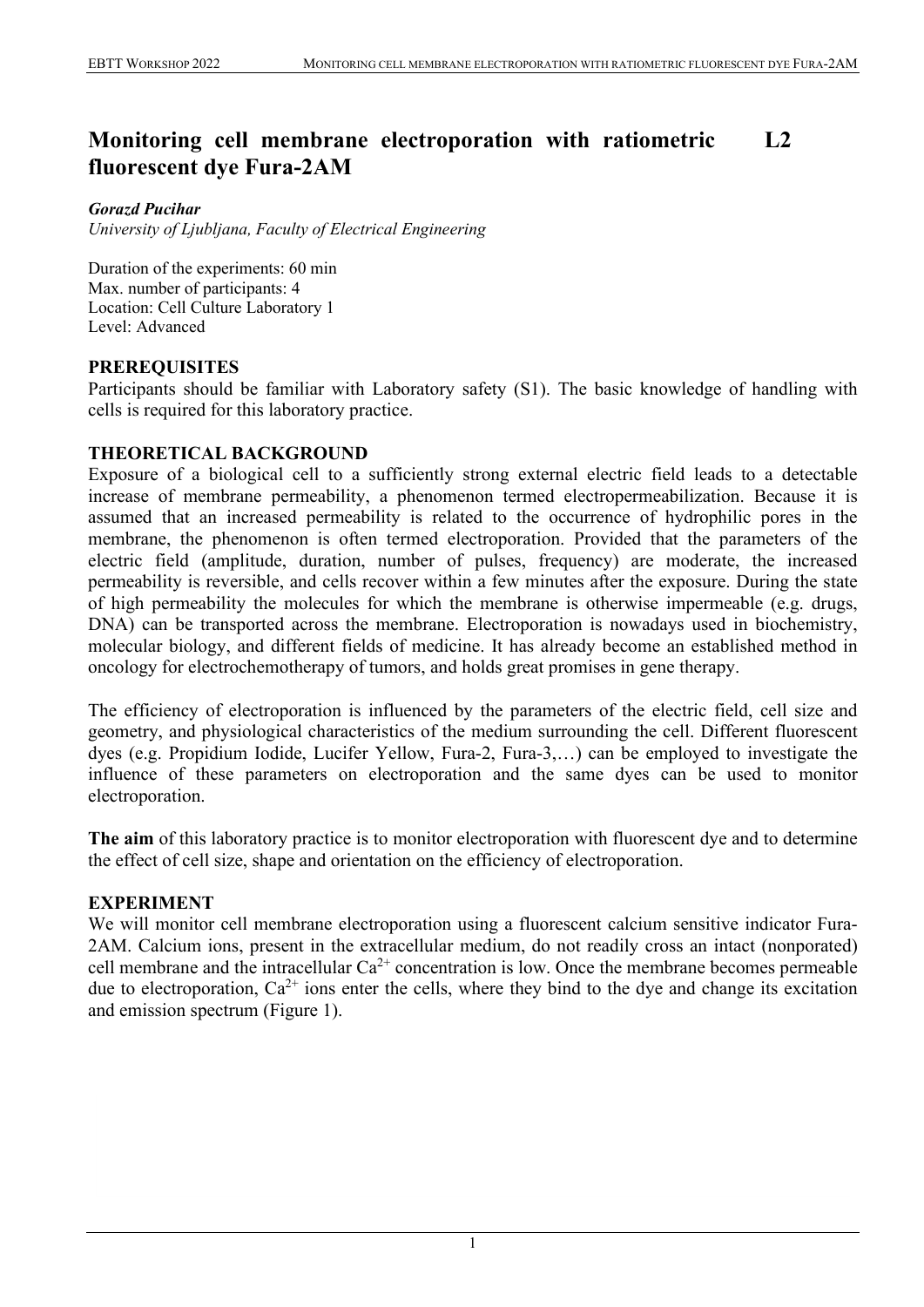# Monitoring cell membrane electroporation with ratiometric fluorescent dye Fura-2AM L2

***Gorazd Pucihar***
*University of Ljubljana, Faculty of Electrical Engineering*

Duration of the experiments: 60 min
Max. number of participants: 4
Location: Cell Culture Laboratory 1
Level: Advanced

## PREREQUISITES

Participants should be familiar with Laboratory safety (S1). The basic knowledge of handling with cells is required for this laboratory practice.

## THEORETICAL BACKGROUND

Exposure of a biological cell to a sufficiently strong external electric field leads to a detectable increase of membrane permeability, a phenomenon termed electropermeabilization. Because it is assumed that an increased permeability is related to the occurrence of hydrophilic pores in the membrane, the phenomenon is often termed electroporation. Provided that the parameters of the electric field (amplitude, duration, number of pulses, frequency) are moderate, the increased permeability is reversible, and cells recover within a few minutes after the exposure. During the state of high permeability the molecules for which the membrane is otherwise impermeable (e.g. drugs, DNA) can be transported across the membrane. Electroporation is nowadays used in biochemistry, molecular biology, and different fields of medicine. It has already become an established method in oncology for electrochemotherapy of tumors, and holds great promises in gene therapy.

The efficiency of electroporation is influenced by the parameters of the electric field, cell size and geometry, and physiological characteristics of the medium surrounding the cell. Different fluorescent dyes (e.g. Propidium Iodide, Lucifer Yellow, Fura-2, Fura-3,…) can be employed to investigate the influence of these parameters on electroporation and the same dyes can be used to monitor electroporation.

**The aim** of this laboratory practice is to monitor electroporation with fluorescent dye and to determine the effect of cell size, shape and orientation on the efficiency of electroporation.

## EXPERIMENT

We will monitor cell membrane electroporation using a fluorescent calcium sensitive indicator Fura-2AM. Calcium ions, present in the extracellular medium, do not readily cross an intact (nonporated) cell membrane and the intracellular $Ca^{2+}$ concentration is low. Once the membrane becomes permeable due to electroporation, $Ca^{2+}$ ions enter the cells, where they bind to the dye and change its excitation and emission spectrum (Figure 1).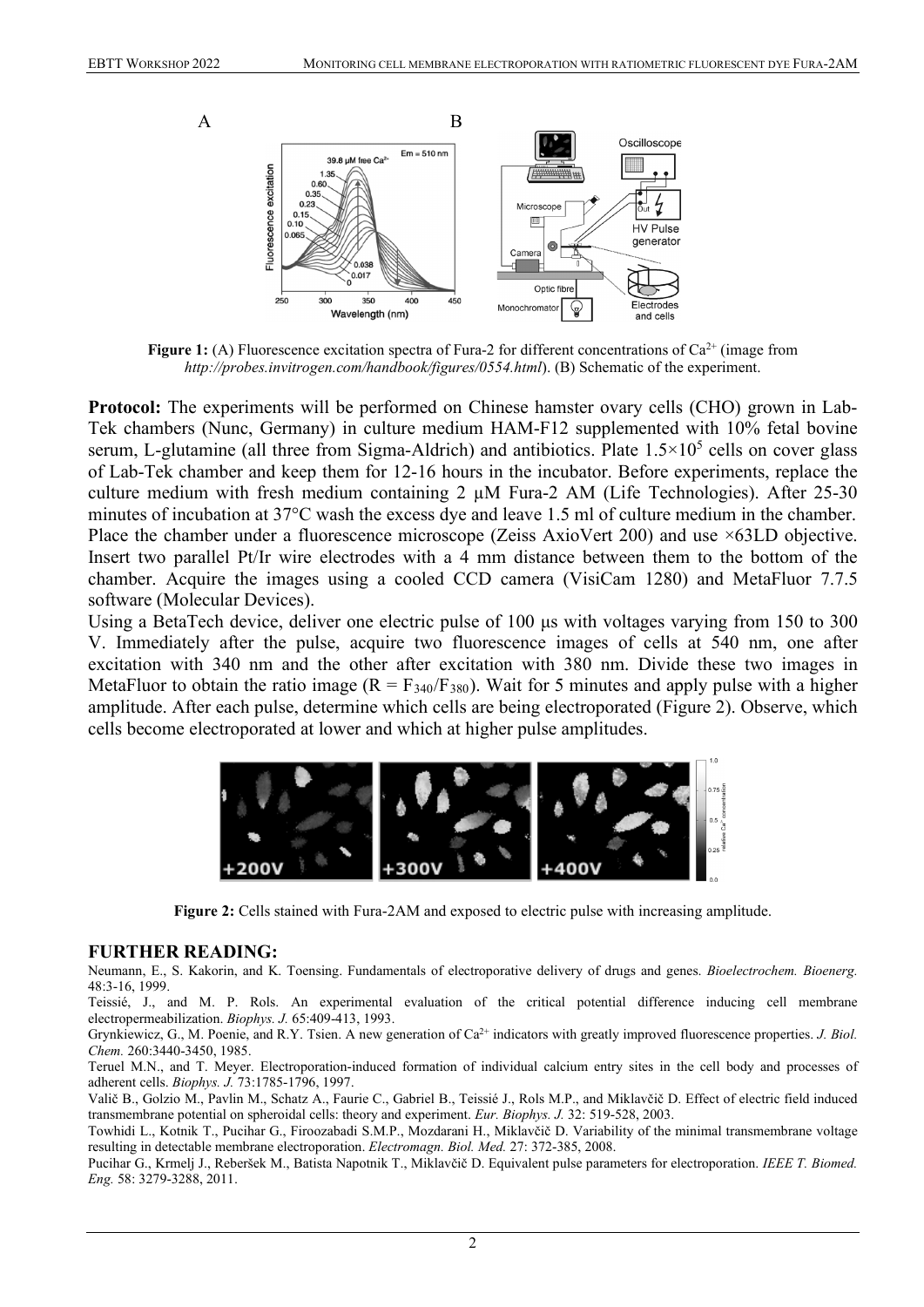**Figure 1:** (A) Fluorescence excitation spectra of Fura-2 for different concentrations of $Ca^{2+}$ (image from *http://probes.invitrogen.com/handbook/figures/0554.html*). (B) Schematic of the experiment.

**Protocol:** The experiments will be performed on Chinese hamster ovary cells (CHO) grown in Lab-Tek chambers (Nunc, Germany) in culture medium HAM-F12 supplemented with 10% fetal bovine serum, L-glutamine (all three from Sigma-Aldrich) and antibiotics. Plate $1.5\times10^5$ cells on cover glass of Lab-Tek chamber and keep them for 12-16 hours in the incubator. Before experiments, replace the culture medium with fresh medium containing 2 µM Fura-2 AM (Life Technologies). After 25-30 minutes of incubation at 37°C wash the excess dye and leave 1.5 ml of culture medium in the chamber. Place the chamber under a fluorescence microscope (Zeiss AxioVert 200) and use ×63LD objective. Insert two parallel Pt/Ir wire electrodes with a 4 mm distance between them to the bottom of the chamber. Acquire the images using a cooled CCD camera (VisiCam 1280) and MetaFluor 7.7.5 software (Molecular Devices).

Using a BetaTech device, deliver one electric pulse of 100 µs with voltages varying from 150 to 300 V. Immediately after the pulse, acquire two fluorescence images of cells at 540 nm, one after excitation with 340 nm and the other after excitation with 380 nm. Divide these two images in MetaFluor to obtain the ratio image ($R = F_{340}/F_{380}$). Wait for 5 minutes and apply pulse with a higher amplitude. After each pulse, determine which cells are being electroporated (Figure 2). Observe, which cells become electroporated at lower and which at higher pulse amplitudes.

**Figure 2:** Cells stained with Fura-2AM and exposed to electric pulse with increasing amplitude.

## FURTHER READING:

Neumann, E., S. Kakorin, and K. Toensing. Fundamentals of electroporative delivery of drugs and genes. *Bioelectrochem. Bioenerg.* 48:3-16, 1999.

Teissié, J., and M. P. Rols. An experimental evaluation of the critical potential difference inducing cell membrane electropermeabilization. *Biophys. J.* 65:409-413, 1993.

Grynkiewicz, G., M. Poenie, and R.Y. Tsien. A new generation of $Ca^{2+}$ indicators with greatly improved fluorescence properties. *J. Biol. Chem.* 260:3440-3450, 1985.

Teruel M.N., and T. Meyer. Electroporation-induced formation of individual calcium entry sites in the cell body and processes of adherent cells. *Biophys. J.* 73:1785-1796, 1997.

Valič B., Golzio M., Pavlin M., Schatz A., Faurie C., Gabriel B., Teissié J., Rols M.P., and Miklavčič D. Effect of electric field induced transmembrane potential on spheroidal cells: theory and experiment. *Eur. Biophys. J.* 32: 519-528, 2003.

Towhidi L., Kotnik T., Pucihar G., Firoozabadi S.M.P., Mozdarani H., Miklavčič D. Variability of the minimal transmembrane voltage resulting in detectable membrane electroporation. *Electromagn. Biol. Med.* 27: 372-385, 2008.

Pucihar G., Krmelj J., Reberšek M., Batista Napotnik T., Miklavčič D. Equivalent pulse parameters for electroporation. *IEEE T. Biomed. Eng.* 58: 3279-3288, 2011.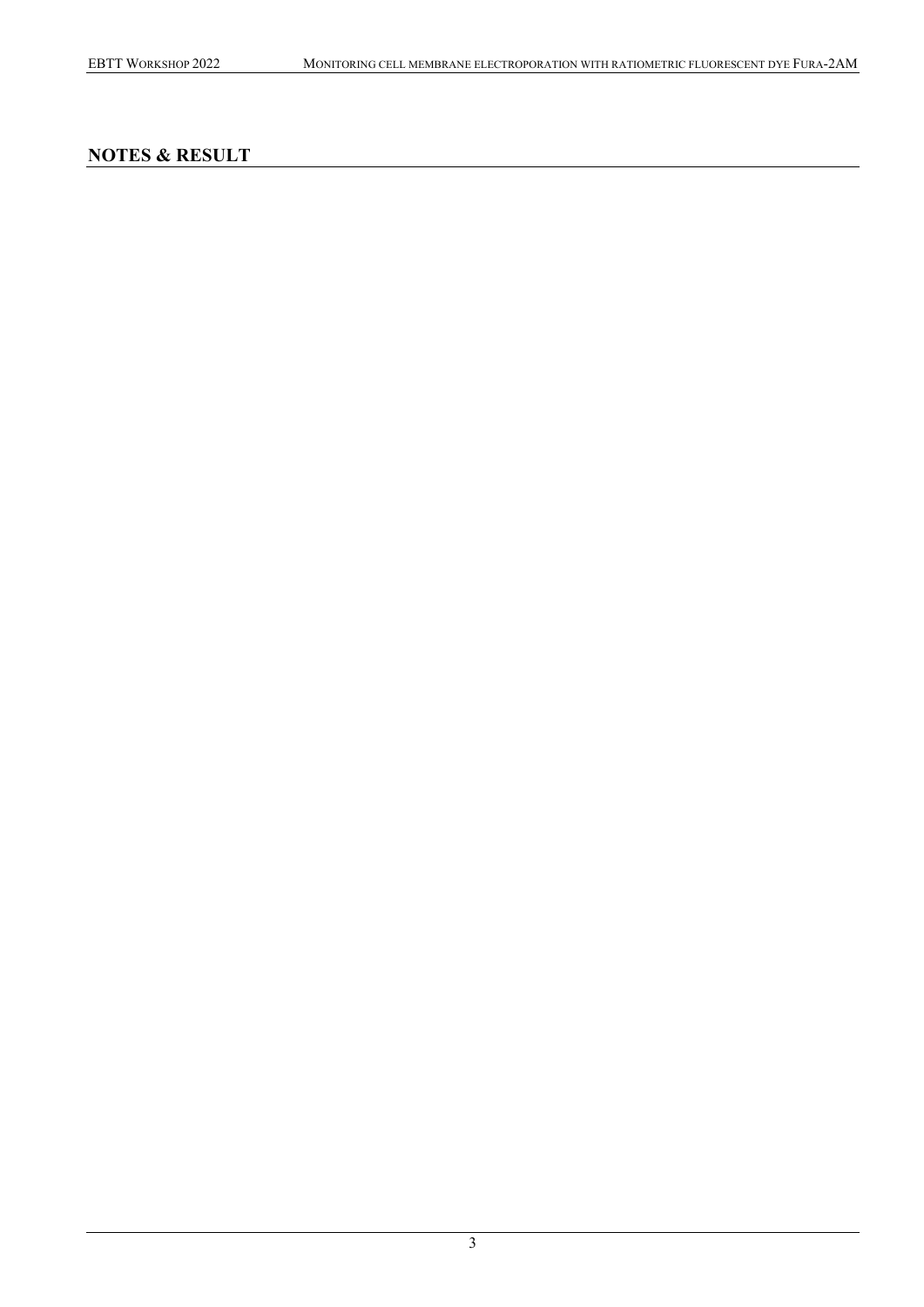## NOTES & RESULT